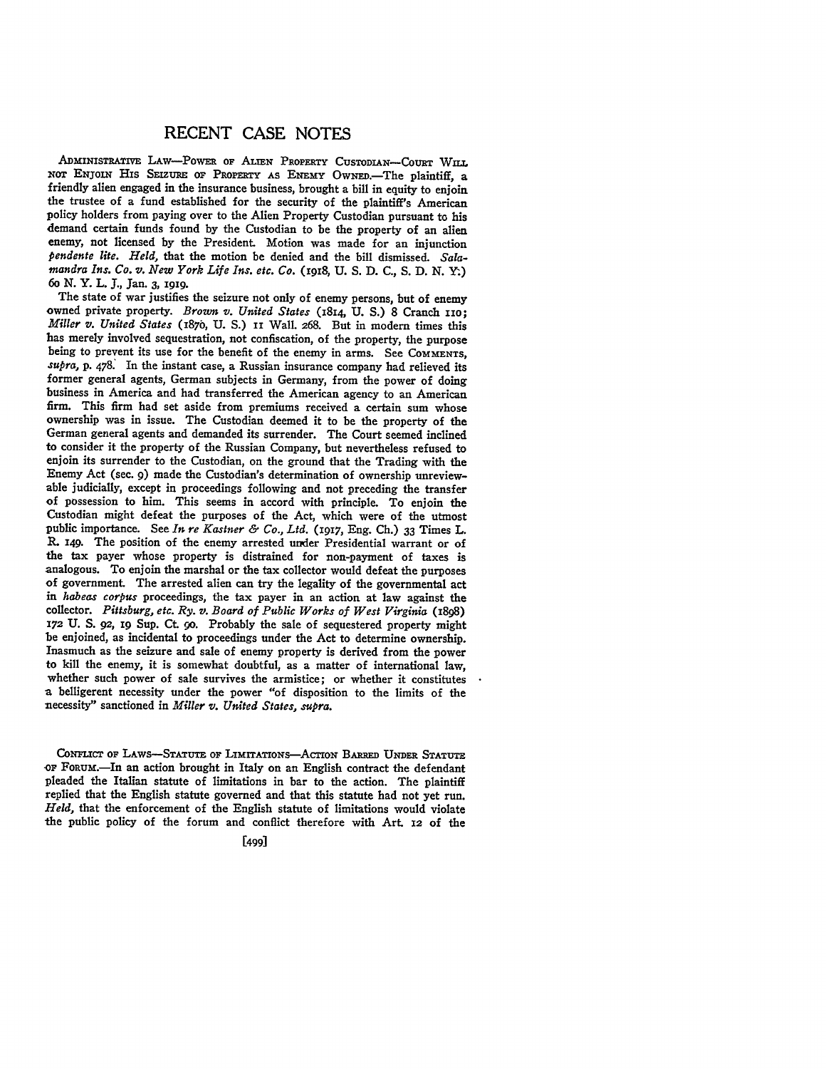# RECENT CASE NOTES

ADMINISTRATIVE LAW—POWER OF ALIEN PROPERTY CUSTODIAN—COURT WILL NOT ENJOIN HIS SEIZURE OF PROPERTY AS ENEMY OWNED.—The plaintiff, a friendly alien engaged in the insurance business, brought a bill in equity to enjoin the trustee of a fund established for the security of the plaintiff's American policy holders from paying over to the Alien Property Custodian pursuant to his demand certain funds found by the Custodian to be the property of an alien enemy, not licensed by the President. Motion was made for an injunction *pendente lite*. *Held*, that the motion be denied and the bill dismissed. *Salamandra Ins. Co. v. New York Life Ins. etc. Co.* (1918, U. S. D. C., S. D. N. Y.) 60 N. Y. L. J., Jan. 3, 1919.

The state of war justifies the seizure not only of enemy persons, but of enemy owned private property. *Brown v. United States* (1814, U. S.) 8 Cranch 110; *Miller v. United States* (1870, U. S.) 11 Wall. 268. But in modern times this has merely involved sequestration, not confiscation, of the property, the purpose being to prevent its use for the benefit of the enemy in arms. See COMMENTS, *supra*, p. 478. In the instant case, a Russian insurance company had relieved its former general agents, German subjects in Germany, from the power of doing business in America and had transferred the American agency to an American firm. This firm had set aside from premiums received a certain sum whose ownership was in issue. The Custodian deemed it to be the property of the German general agents and demanded its surrender. The Court seemed inclined to consider it the property of the Russian Company, but nevertheless refused to enjoin its surrender to the Custodian, on the ground that the Trading with the Enemy Act (sec. 9) made the Custodian's determination of ownership unreviewable judicially, except in proceedings following and not preceding the transfer of possession to him. This seems in accord with principle. To enjoin the Custodian might defeat the purposes of the Act, which were of the utmost public importance. See *In re Kastner & Co., Ltd.* (1917, Eng. Ch.) 33 Times L. R. 149. The position of the enemy arrested under Presidential warrant or of the tax payer whose property is distrained for non-payment of taxes is analogous. To enjoin the marshal or the tax collector would defeat the purposes of government. The arrested alien can try the legality of the governmental act in *habeas corpus* proceedings, the tax payer in an action at law against the collector. *Pittsburg, etc. Ry. v. Board of Public Works of West Virginia* (1898) 172 U. S. 92, 19 Sup. Ct. 90. Probably the sale of sequestered property might be enjoined, as incidental to proceedings under the Act to determine ownership. Inasmuch as the seizure and sale of enemy property is derived from the power to kill the enemy, it is somewhat doubtful, as a matter of international law, whether such power of sale survives the armistice; or whether it constitutes a belligerent necessity under the power "of disposition to the limits of the necessity" sanctioned in *Miller v. United States, supra.*

CONFLICT OF LAWS—STATUTE OF LIMITATIONS—ACTION BARRED UNDER STATUTE OF FORUM.—In an action brought in Italy on an English contract the defendant pleaded the Italian statute of limitations in bar to the action. The plaintiff replied that the English statute governed and that this statute had not yet run. *Held*, that the enforcement of the English statute of limitations would violate the public policy of the forum and conflict therefore with Art. 12 of the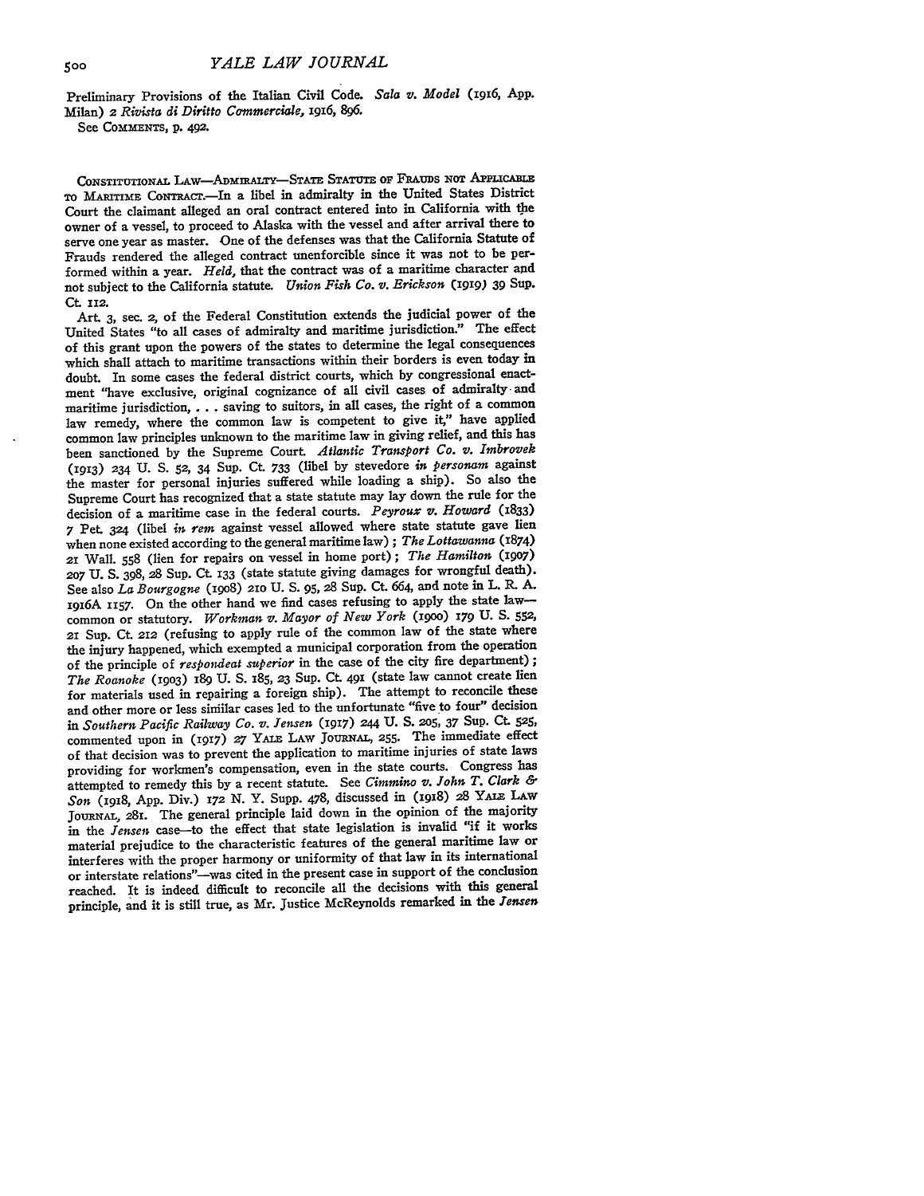Preliminary Provisions of the Italian Civil Code. *Sala v. Model* (1916, App. Milan) 2 *Rivista di Diritto Commerciale*, 1916, 896.
See COMMENTS, p. 492.

CONSTITUTIONAL LAW—ADMIRALTY—STATE STATUTE OF FRAUDS NOT APPLICABLE TO MARITIME CONTRACT.—In a libel in admiralty in the United States District Court the claimant alleged an oral contract entered into in California with the owner of a vessel, to proceed to Alaska with the vessel and after arrival there to serve one year as master. One of the defenses was that the California Statute of Frauds rendered the alleged contract unenforcible since it was not to be performed within a year. *Held*, that the contract was of a maritime character and not subject to the California statute. *Union Fish Co. v. Erickson* (1919) 39 Sup. Ct. 112.

Art. 3, sec. 2, of the Federal Constitution extends the judicial power of the United States "to all cases of admiralty and maritime jurisdiction." The effect of this grant upon the powers of the states to determine the legal consequences which shall attach to maritime transactions within their borders is even today in doubt. In some cases the federal district courts, which by congressional enactment "have exclusive, original cognizance of all civil cases of admiralty and maritime jurisdiction, . . . saving to suitors, in all cases, the right of a common law remedy, where the common law is competent to give it," have applied common law principles unknown to the maritime law in giving relief, and this has been sanctioned by the Supreme Court. *Atlantic Transport Co. v. Imbrovek* (1913) 234 U. S. 52, 34 Sup. Ct. 733 (libel by stevedore *in personam* against the master for personal injuries suffered while loading a ship). So also the Supreme Court has recognized that a state statute may lay down the rule for the decision of a maritime case in the federal courts. *Peyroux v. Howard* (1833) 7 Pet. 324 (libel *in rem* against vessel allowed where state statute gave lien when none existed according to the general maritime law); *The Lottawanna* (1874) 21 Wall. 558 (lien for repairs on vessel in home port); *The Hamilton* (1907) 207 U. S. 398, 28 Sup. Ct. 133 (state statute giving damages for wrongful death). See also *La Bourgogne* (1908) 210 U. S. 95, 28 Sup. Ct. 664, and note in L. R. A. 1916A 1157. On the other hand we find cases refusing to apply the state law—common or statutory. *Workman v. Mayor of New York* (1900) 179 U. S. 552, 21 Sup. Ct. 212 (refusing to apply rule of the common law of the state where the injury happened, which exempted a municipal corporation from the operation of the principle of *respondeat superior* in the case of the city fire department); *The Roanoke* (1903) 189 U. S. 185, 23 Sup. Ct. 491 (state law cannot create lien for materials used in repairing a foreign ship). The attempt to reconcile these and other more or less similar cases led to the unfortunate "five to four" decision in *Southern Pacific Railway Co. v. Jensen* (1917) 244 U. S. 205, 37 Sup. Ct. 525, commented upon in (1917) 27 YALE LAW JOURNAL, 255. The immediate effect of that decision was to prevent the application to maritime injuries of state laws providing for workmen's compensation, even in the state courts. Congress has attempted to remedy this by a recent statute. See *Cimmino v. John T. Clark & Son* (1918, App. Div.) 172 N. Y. Supp. 478, discussed in (1918) 28 YALE LAW JOURNAL, 281. The general principle laid down in the opinion of the majority in the *Jensen* case—to the effect that state legislation is invalid "if it works material prejudice to the characteristic features of the general maritime law or interferes with the proper harmony or uniformity of that law in its international or interstate relations"—was cited in the present case in support of the conclusion reached. It is indeed difficult to reconcile all the decisions with this general principle, and it is still true, as Mr. Justice McReynolds remarked in the *Jensen*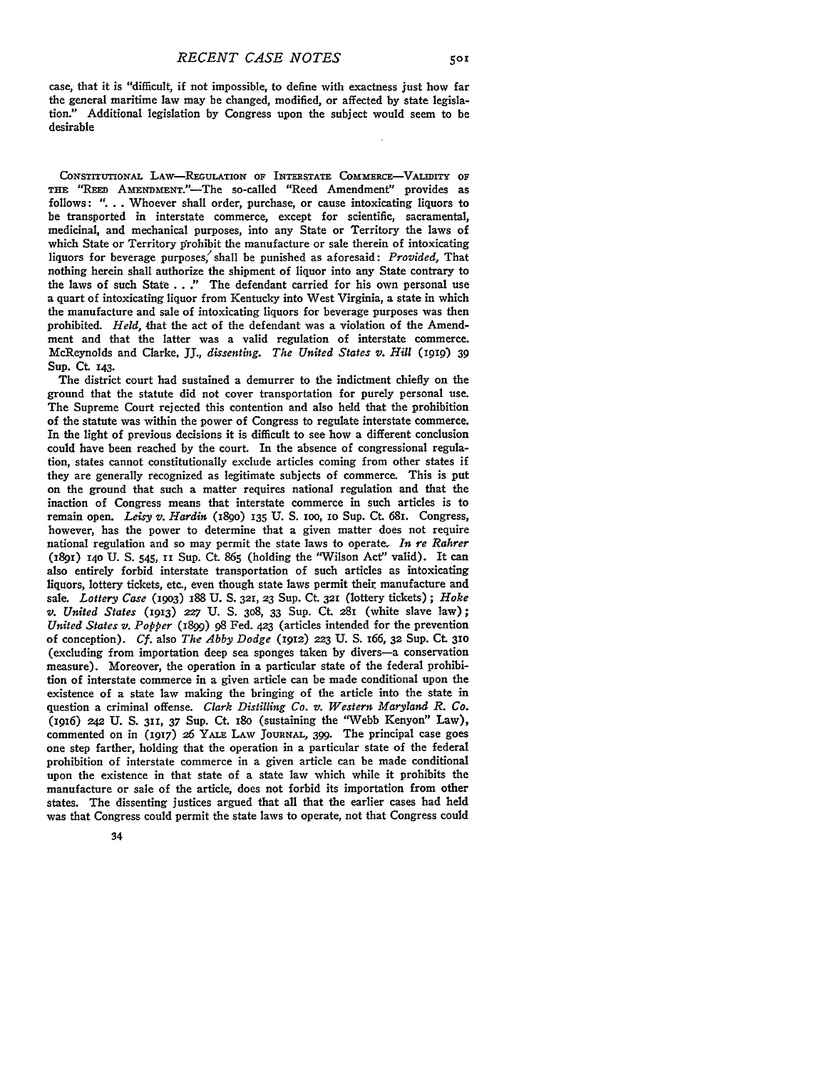case, that it is "difficult, if not impossible, to define with exactness just how far the general maritime law may be changed, modified, or affected by state legislation." Additional legislation by Congress upon the subject would seem to be desirable

CONSTITUTIONAL LAW—REGULATION OF INTERSTATE COMMERCE—VALIDITY OF THE "REED AMENDMENT."—The so-called "Reed Amendment" provides as follows: ". . . Whoever shall order, purchase, or cause intoxicating liquors to be transported in interstate commerce, except for scientific, sacramental, medicinal, and mechanical purposes, into any State or Territory the laws of which State or Territory prohibit the manufacture or sale therein of intoxicating liquors for beverage purposes, shall be punished as aforesaid: *Provided,* That nothing herein shall authorize the shipment of liquor into any State contrary to the laws of such State . . ." The defendant carried for his own personal use a quart of intoxicating liquor from Kentucky into West Virginia, a state in which the manufacture and sale of intoxicating liquors for beverage purposes was then prohibited. *Held,* that the act of the defendant was a violation of the Amendment and that the latter was a valid regulation of interstate commerce. McReynolds and Clarke, JJ., *dissenting*. *The United States v. Hill* (1919) 39 Sup. Ct. 143.

The district court had sustained a demurrer to the indictment chiefly on the ground that the statute did not cover transportation for purely personal use. The Supreme Court rejected this contention and also held that the prohibition of the statute was within the power of Congress to regulate interstate commerce. In the light of previous decisions it is difficult to see how a different conclusion could have been reached by the court. In the absence of congressional regulation, states cannot constitutionally exclude articles coming from other states if they are generally recognized as legitimate subjects of commerce. This is put on the ground that such a matter requires national regulation and that the inaction of Congress means that interstate commerce in such articles is to remain open. *Leisy v. Hardin* (1890) 135 U. S. 100, 10 Sup. Ct. 681. Congress, however, has the power to determine that a given matter does not require national regulation and so may permit the state laws to operate. *In re Rahrer* (1891) 140 U. S. 545, 11 Sup. Ct. 865 (holding the "Wilson Act" valid). It can also entirely forbid interstate transportation of such articles as intoxicating liquors, lottery tickets, etc., even though state laws permit their manufacture and sale. *Lottery Case* (1903) 188 U. S. 321, 23 Sup. Ct. 321 (lottery tickets); *Hoke v. United States* (1913) 227 U. S. 308, 33 Sup. Ct. 281 (white slave law); *United States v. Popper* (1899) 98 Fed. 423 (articles intended for the prevention of conception). *Cf.* also *The Abby Dodge* (1912) 223 U. S. 166, 32 Sup. Ct. 310 (excluding from importation deep sea sponges taken by divers—a conservation measure). Moreover, the operation in a particular state of the federal prohibition of interstate commerce in a given article can be made conditional upon the existence of a state law making the bringing of the article into the state in question a criminal offense. *Clark Distilling Co. v. Western Maryland R. Co.* (1916) 242 U. S. 311, 37 Sup. Ct. 180 (sustaining the "Webb Kenyon" Law), commented on in (1917) 26 YALE LAW JOURNAL, 399. The principal case goes one step farther, holding that the operation in a particular state of the federal prohibition of interstate commerce in a given article can be made conditional upon the existence in that state of a state law which while it prohibits the manufacture or sale of the article, does not forbid its importation from other states. The dissenting justices argued that all that the earlier cases had held was that Congress could permit the state laws to operate, not that Congress could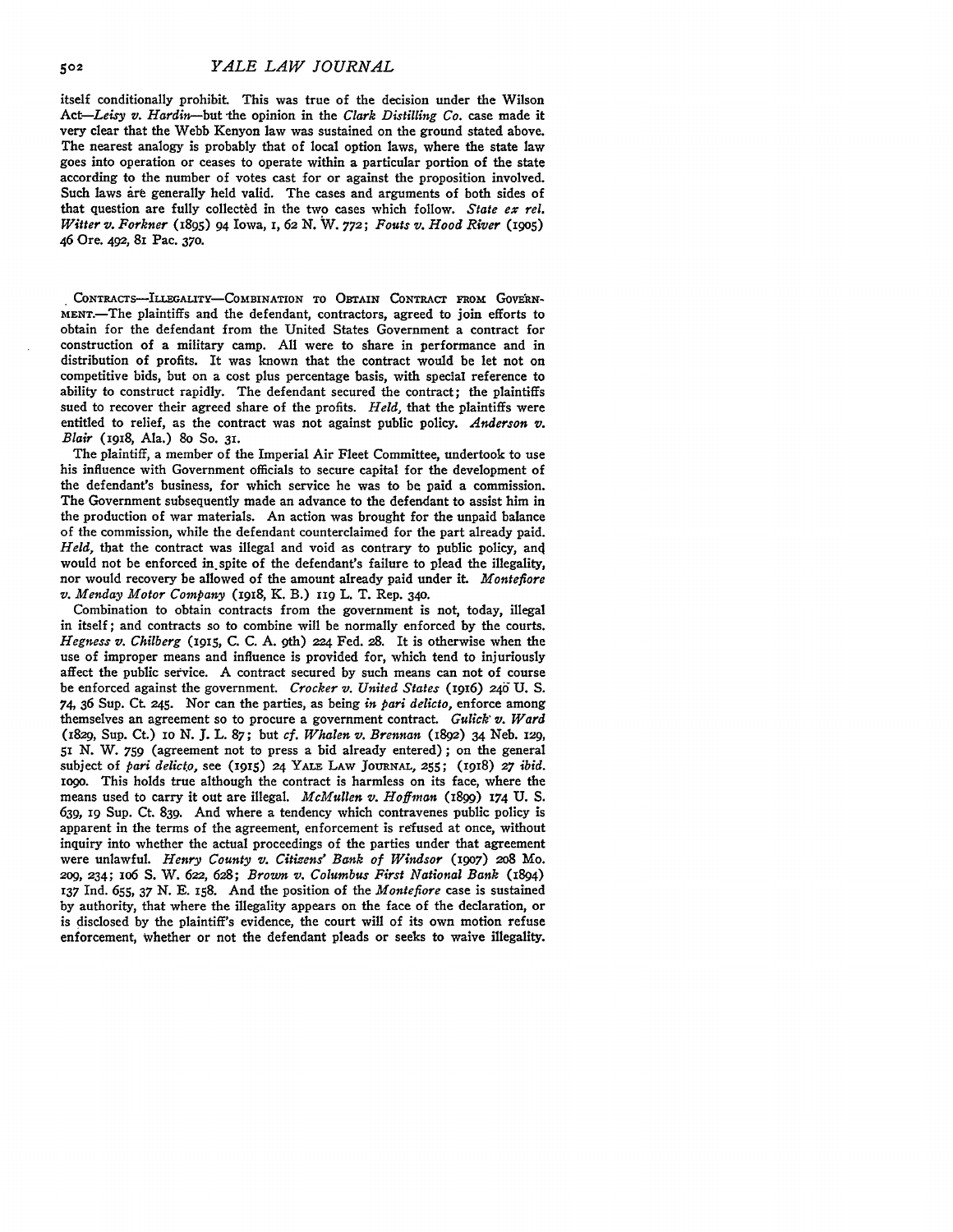itself conditionally prohibit. This was true of the decision under the Wilson Act—*Leisy v. Hardin*—but the opinion in the *Clark Distilling Co.* case made it very clear that the Webb Kenyon law was sustained on the ground stated above. The nearest analogy is probably that of local option laws, where the state law goes into operation or ceases to operate within a particular portion of the state according to the number of votes cast for or against the proposition involved. Such laws are generally held valid. The cases and arguments of both sides of that question are fully collected in the two cases which follow. *State ex rel. Witter v. Forkner* (1895) 94 Iowa, 1, 62 N. W. 772; *Fouts v. Hood River* (1905) 46 Ore. 492, 81 Pac. 370.

CONTRACTS—ILLEGALITY—COMBINATION TO OBTAIN CONTRACT FROM GOVERNMENT.—The plaintiffs and the defendant, contractors, agreed to join efforts to obtain for the defendant from the United States Government a contract for construction of a military camp. All were to share in performance and in distribution of profits. It was known that the contract would be let not on competitive bids, but on a cost plus percentage basis, with special reference to ability to construct rapidly. The defendant secured the contract; the plaintiffs sued to recover their agreed share of the profits. *Held*, that the plaintiffs were entitled to relief, as the contract was not against public policy. *Anderson v. Blair* (1918, Ala.) 80 So. 31.

The plaintiff, a member of the Imperial Air Fleet Committee, undertook to use his influence with Government officials to secure capital for the development of the defendant's business, for which service he was to be paid a commission. The Government subsequently made an advance to the defendant to assist him in the production of war materials. An action was brought for the unpaid balance of the commission, while the defendant counterclaimed for the part already paid. *Held*, that the contract was illegal and void as contrary to public policy, and would not be enforced in spite of the defendant's failure to plead the illegality, nor would recovery be allowed of the amount already paid under it. *Montefiore v. Menday Motor Company* (1918, K. B.) 119 L. T. Rep. 340.

Combination to obtain contracts from the government is not, today, illegal in itself; and contracts so to combine will be normally enforced by the courts. *Hegness v. Chilberg* (1915, C. C. A. 9th) 224 Fed. 28. It is otherwise when the use of improper means and influence is provided for, which tend to injuriously affect the public service. A contract secured by such means can not of course be enforced against the government. *Crocker v. United States* (1916) 240 U. S. 74, 36 Sup. Ct. 245. Nor can the parties, as being *in pari delicto*, enforce among themselves an agreement so to procure a government contract. *Gulick v. Ward* (1829, Sup. Ct.) 10 N. J. L. 87; but *cf. Whalen v. Brennan* (1892) 34 Neb. 129, 51 N. W. 759 (agreement not to press a bid already entered); on the general subject of *pari delicto*, see (1915) 24 YALE LAW JOURNAL, 255; (1918) 27 *ibid.* 1090. This holds true although the contract is harmless on its face, where the means used to carry it out are illegal. *McMullen v. Hoffman* (1899) 174 U. S. 639, 19 Sup. Ct. 839. And where a tendency which contravenes public policy is apparent in the terms of the agreement, enforcement is refused at once, without inquiry into whether the actual proceedings of the parties under that agreement were unlawful. *Henry County v. Citizens' Bank of Windsor* (1907) 208 Mo. 209, 234; 106 S. W. 622, 628; *Brown v. Columbus First National Bank* (1894) 137 Ind. 655, 37 N. E. 158. And the position of the *Montefiore* case is sustained by authority, that where the illegality appears on the face of the declaration, or is disclosed by the plaintiff's evidence, the court will of its own motion refuse enforcement, whether or not the defendant pleads or seeks to waive illegality.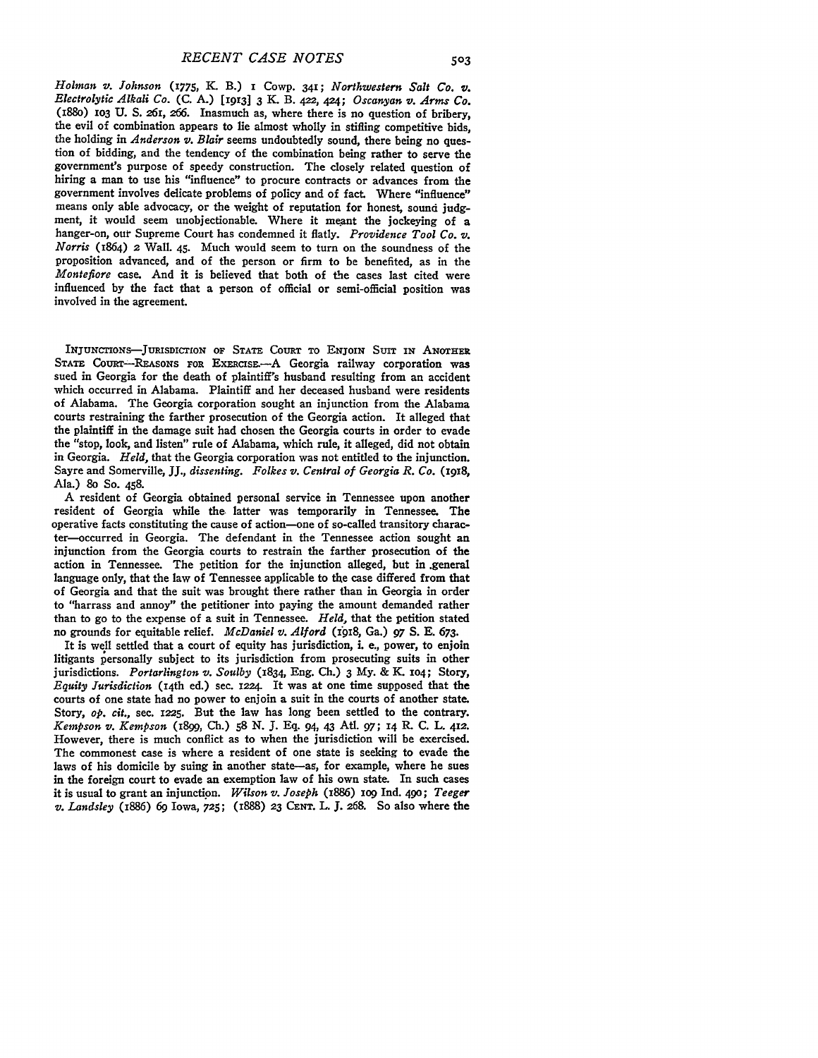*Holman v. Johnson* (1775, K. B.) 1 Cowp. 341; *Northwestern Salt Co. v. Electrolytic Alkali Co.* (C. A.) [1913] 3 K. B. 422, 424; *Oscanyan v. Arms Co.* (1880) 103 U. S. 261, 266. Inasmuch as, where there is no question of bribery, the evil of combination appears to lie almost wholly in stifling competitive bids, the holding in *Anderson v. Blair* seems undoubtedly sound, there being no question of bidding, and the tendency of the combination being rather to serve the government's purpose of speedy construction. The closely related question of hiring a man to use his "influence" to procure contracts or advances from the government involves delicate problems of policy and of fact. Where "influence" means only able advocacy, or the weight of reputation for honest, sound judgment, it would seem unobjectionable. Where it meant the jockeying of a hanger-on, our Supreme Court has condemned it flatly. *Providence Tool Co. v. Norris* (1864) 2 Wall. 45. Much would seem to turn on the soundness of the proposition advanced, and of the person or firm to be benefited, as in the *Montefiore* case. And it is believed that both of the cases last cited were influenced by the fact that a person of official or semi-official position was involved in the agreement.

INJUNCTIONS—JURISDICTION OF STATE COURT TO ENJOIN SUIT IN ANOTHER STATE COURT—REASONS FOR EXERCISE.—A Georgia railway corporation was sued in Georgia for the death of plaintiff's husband resulting from an accident which occurred in Alabama. Plaintiff and her deceased husband were residents of Alabama. The Georgia corporation sought an injunction from the Alabama courts restraining the farther prosecution of the Georgia action. It alleged that the plaintiff in the damage suit had chosen the Georgia courts in order to evade the "stop, look, and listen" rule of Alabama, which rule, it alleged, did not obtain in Georgia. *Held*, that the Georgia corporation was not entitled to the injunction. Sayre and Somerville, JJ., *dissenting*. *Folkes v. Central of Georgia R. Co.* (1918, Ala.) 80 So. 458.

A resident of Georgia obtained personal service in Tennessee upon another resident of Georgia while the latter was temporarily in Tennessee. The operative facts constituting the cause of action—one of so-called transitory character—occurred in Georgia. The defendant in the Tennessee action sought an injunction from the Georgia courts to restrain the farther prosecution of the action in Tennessee. The petition for the injunction alleged, but in general language only, that the law of Tennessee applicable to the case differed from that of Georgia and that the suit was brought there rather than in Georgia in order to "harrass and annoy" the petitioner into paying the amount demanded rather than to go to the expense of a suit in Tennessee. *Held*, that the petition stated no grounds for equitable relief. *McDaniel v. Alford* (1918, Ga.) 97 S. E. 673.

It is well settled that a court of equity has jurisdiction, i. e., power, to enjoin litigants personally subject to its jurisdiction from prosecuting suits in other jurisdictions. *Portarlington v. Soulby* (1834, Eng. Ch.) 3 My. & K. 104; Story, *Equity Jurisdiction* (14th ed.) sec. 1224. It was at one time supposed that the courts of one state had no power to enjoin a suit in the courts of another state. Story, *op. cit.*, sec. 1225. But the law has long been settled to the contrary. *Kempson v. Kempson* (1899, Ch.) 58 N. J. Eq. 94, 43 Atl. 97; 14 R. C. L. 412. However, there is much conflict as to when the jurisdiction will be exercised. The commonest case is where a resident of one state is seeking to evade the laws of his domicile by suing in another state—as, for example, where he sues in the foreign court to evade an exemption law of his own state. In such cases it is usual to grant an injunction. *Wilson v. Joseph* (1886) 109 Ind. 490; *Teeger v. Landsley* (1886) 69 Iowa, 725; (1888) 23 CENT. L. J. 268. So also where the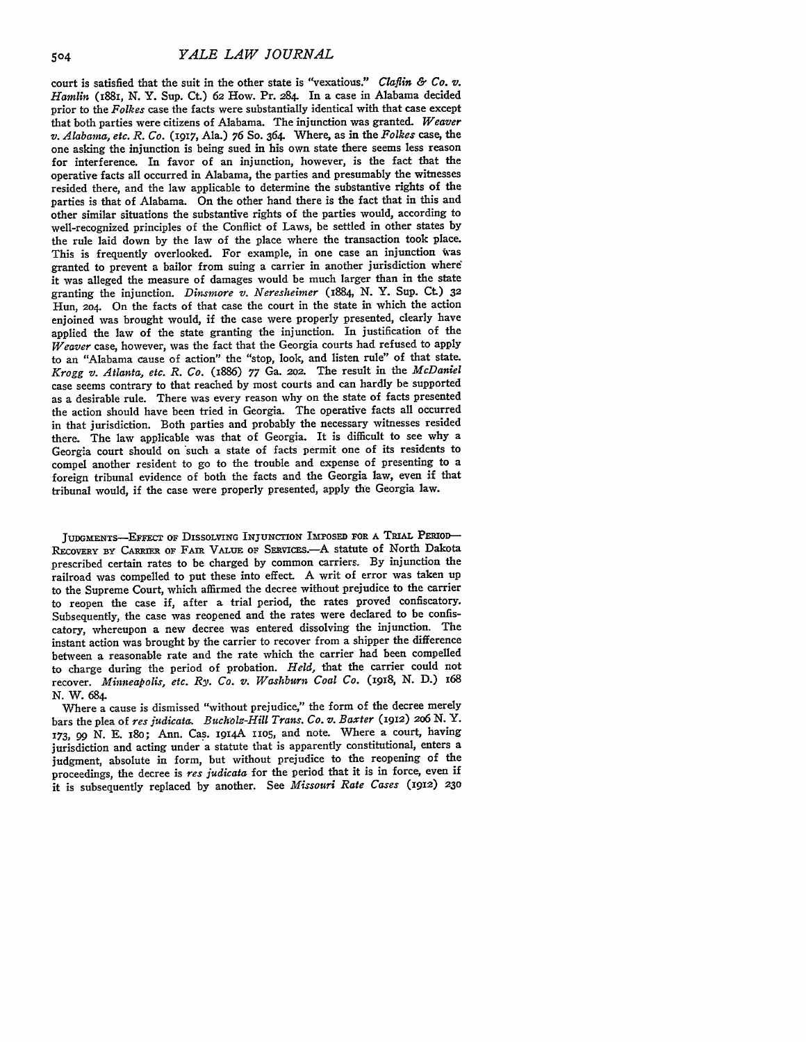court is satisfied that the suit in the other state is "vexatious." *Claflin & Co. v. Hamlin* (1881, N. Y. Sup. Ct.) 62 How. Pr. 284. In a case in Alabama decided prior to the *Folkes* case the facts were substantially identical with that case except that both parties were citizens of Alabama. The injunction was granted. *Weaver v. Alabama, etc. R. Co.* (1917, Ala.) 76 So. 364. Where, as in the *Folkes* case, the one asking the injunction is being sued in his own state there seems less reason for interference. In favor of an injunction, however, is the fact that the operative facts all occurred in Alabama, the parties and presumably the witnesses resided there, and the law applicable to determine the substantive rights of the parties is that of Alabama. On the other hand there is the fact that in this and other similar situations the substantive rights of the parties would, according to well-recognized principles of the Conflict of Laws, be settled in other states by the rule laid down by the law of the place where the transaction took place. This is frequently overlooked. For example, in one case an injunction was granted to prevent a bailor from suing a carrier in another jurisdiction where it was alleged the measure of damages would be much larger than in the state granting the injunction. *Dinsmore v. Neresheimer* (1884, N. Y. Sup. Ct.) 32 Hun, 204. On the facts of that case the court in the state in which the action enjoined was brought would, if the case were properly presented, clearly have applied the law of the state granting the injunction. In justification of the *Weaver* case, however, was the fact that the Georgia courts had refused to apply to an "Alabama cause of action" the "stop, look, and listen rule" of that state. *Krogg v. Atlanta, etc. R. Co.* (1886) 77 Ga. 202. The result in the *McDaniel* case seems contrary to that reached by most courts and can hardly be supported as a desirable rule. There was every reason why on the state of facts presented the action should have been tried in Georgia. The operative facts all occurred in that jurisdiction. Both parties and probably the necessary witnesses resided there. The law applicable was that of Georgia. It is difficult to see why a Georgia court should on such a state of facts permit one of its residents to compel another resident to go to the trouble and expense of presenting to a foreign tribunal evidence of both the facts and the Georgia law, even if that tribunal would, if the case were properly presented, apply the Georgia law.

JUDGMENTS—EFFECT OF DISSOLVING INJUNCTION IMPOSED FOR A TRIAL PERIOD—RECOVERY BY CARRIER OF FAIR VALUE OF SERVICES.—A statute of North Dakota prescribed certain rates to be charged by common carriers. By injunction the railroad was compelled to put these into effect. A writ of error was taken up to the Supreme Court, which affirmed the decree without prejudice to the carrier to reopen the case if, after a trial period, the rates proved confiscatory. Subsequently, the case was reopened and the rates were declared to be confiscatory, whereupon a new decree was entered dissolving the injunction. The instant action was brought by the carrier to recover from a shipper the difference between a reasonable rate and the rate which the carrier had been compelled to charge during the period of probation. *Held*, that the carrier could not recover. *Minneapolis, etc. Ry. Co. v. Washburn Coal Co.* (1918, N. D.) 168 N. W. 684.

Where a cause is dismissed "without prejudice," the form of the decree merely bars the plea of *res judicata*. *Bucholz-Hill Trans. Co. v. Baxter* (1912) 206 N. Y. 173, 99 N. E. 180; Ann. Cas. 1914A 1105, and note. Where a court, having jurisdiction and acting under a statute that is apparently constitutional, enters a judgment, absolute in form, but without prejudice to the reopening of the proceedings, the decree is *res judicata* for the period that it is in force, even if it is subsequently replaced by another. See *Missouri Rate Cases* (1912) 230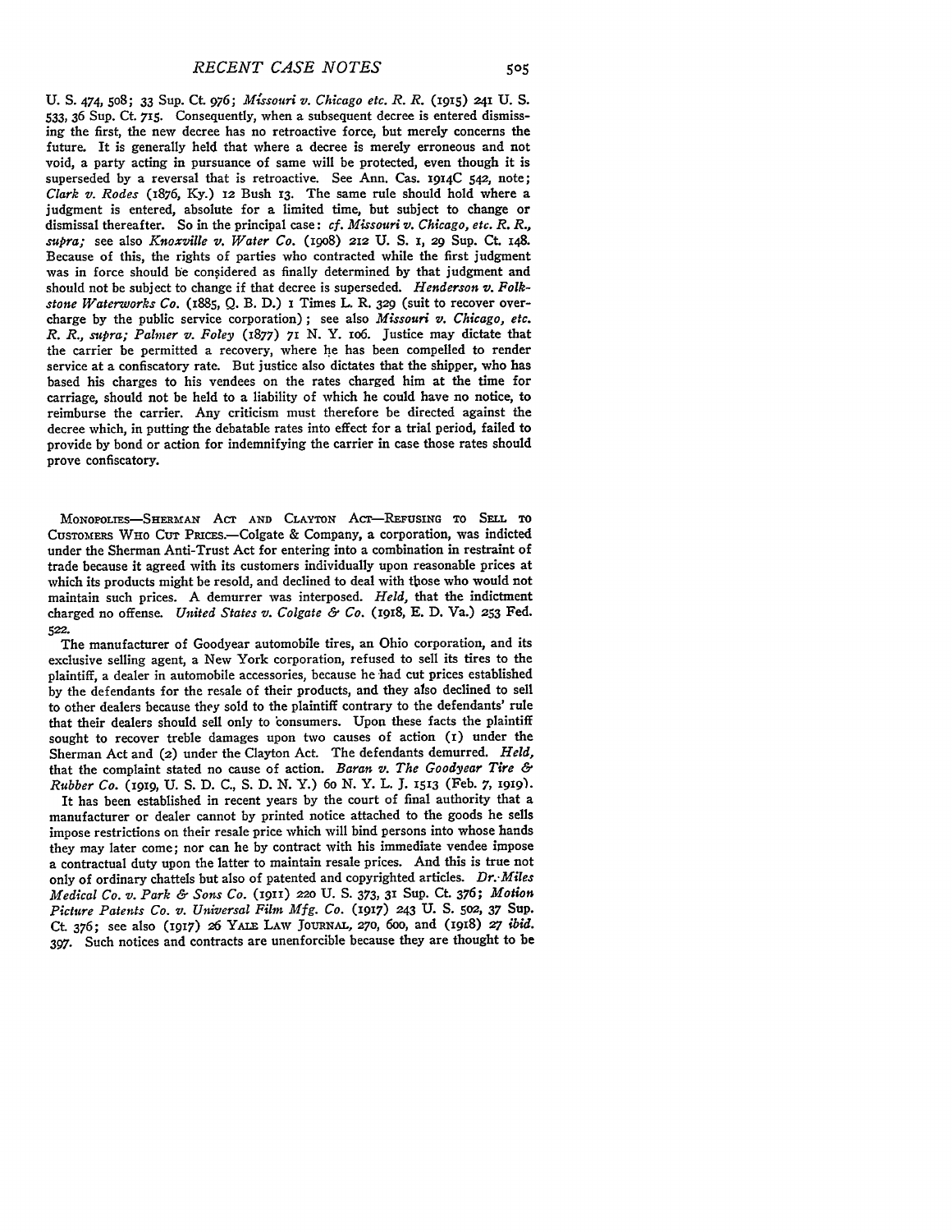U. S. 474, 508; 33 Sup. Ct. 976; *Missouri v. Chicago etc. R. R.* (1915) 241 U. S. 533, 36 Sup. Ct. 715. Consequently, when a subsequent decree is entered dismissing the first, the new decree has no retroactive force, but merely concerns the future. It is generally held that where a decree is merely erroneous and not void, a party acting in pursuance of same will be protected, even though it is superseded by a reversal that is retroactive. See Ann. Cas. 1914C 542, note; *Clark v. Rodes* (1876, Ky.) 12 Bush 13. The same rule should hold where a judgment is entered, absolute for a limited time, but subject to change or dismissal thereafter. So in the principal case: *cf. Missouri v. Chicago, etc. R. R., supra;* see also *Knoxville v. Water Co.* (1908) 212 U. S. 1, 29 Sup. Ct. 148. Because of this, the rights of parties who contracted while the first judgment was in force should be considered as finally determined by that judgment and should not be subject to change if that decree is superseded. *Henderson v. Folkstone Waterworks Co.* (1885, Q. B. D.) 1 Times L. R. 329 (suit to recover overcharge by the public service corporation); see also *Missouri v. Chicago, etc. R. R., supra; Palmer v. Foley* (1877) 71 N. Y. 106. Justice may dictate that the carrier be permitted a recovery, where he has been compelled to render service at a confiscatory rate. But justice also dictates that the shipper, who has based his charges to his vendees on the rates charged him at the time for carriage, should not be held to a liability of which he could have no notice, to reimburse the carrier. Any criticism must therefore be directed against the decree which, in putting the debatable rates into effect for a trial period, failed to provide by bond or action for indemnifying the carrier in case those rates should prove confiscatory.

MONOPOLIES—SHERMAN ACT AND CLAYTON ACT—REFUSING TO SELL TO CUSTOMERS WHO CUT PRICES.—Colgate & Company, a corporation, was indicted under the Sherman Anti-Trust Act for entering into a combination in restraint of trade because it agreed with its customers individually upon reasonable prices at which its products might be resold, and declined to deal with those who would not maintain such prices. A demurrer was interposed. *Held,* that the indictment charged no offense. *United States v. Colgate & Co.* (1918, E. D. Va.) 253 Fed. 522.

The manufacturer of Goodyear automobile tires, an Ohio corporation, and its exclusive selling agent, a New York corporation, refused to sell its tires to the plaintiff, a dealer in automobile accessories, because he had cut prices established by the defendants for the resale of their products, and they also declined to sell to other dealers because they sold to the plaintiff contrary to the defendants' rule that their dealers should sell only to consumers. Upon these facts the plaintiff sought to recover treble damages upon two causes of action (1) under the Sherman Act and (2) under the Clayton Act. The defendants demurred. *Held,* that the complaint stated no cause of action. *Baran v. The Goodyear Tire & Rubber Co.* (1919, U. S. D. C., S. D. N. Y.) 60 N. Y. L. J. 1513 (Feb. 7, 1919).

It has been established in recent years by the court of final authority that a manufacturer or dealer cannot by printed notice attached to the goods he sells impose restrictions on their resale price which will bind persons into whose hands they may later come; nor can he by contract with his immediate vendee impose a contractual duty upon the latter to maintain resale prices. And this is true not only of ordinary chattels but also of patented and copyrighted articles. *Dr. Miles Medical Co. v. Park & Sons Co.* (1911) 220 U. S. 373, 31 Sup. Ct. 376; *Motion Picture Patents Co. v. Universal Film Mfg. Co.* (1917) 243 U. S. 502, 37 Sup. Ct. 376; see also (1917) 26 YALE LAW JOURNAL, 270, 600, and (1918) 27 *ibid.* 397. Such notices and contracts are unenforcible because they are thought to be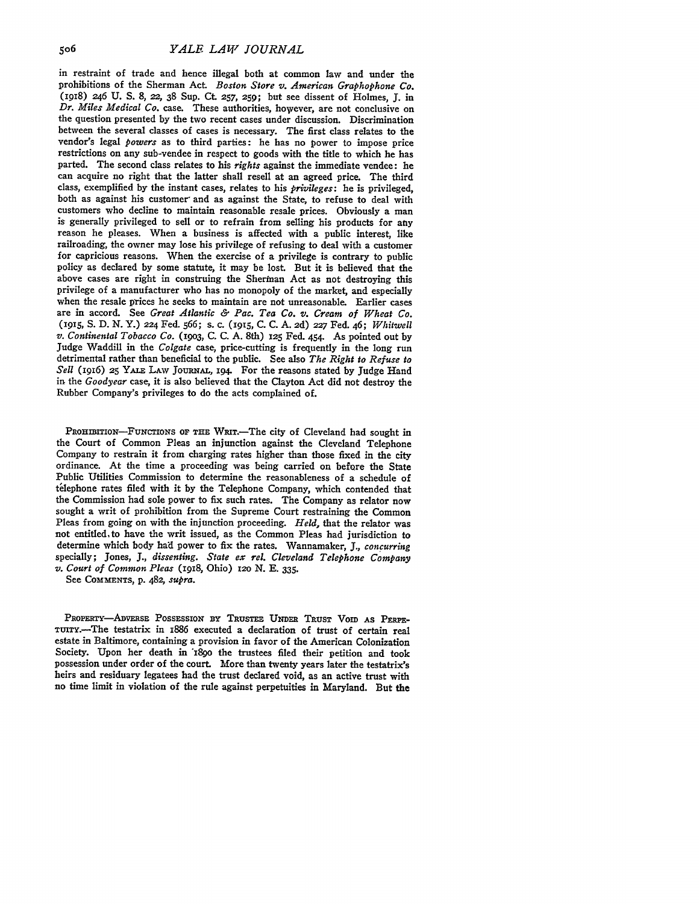in restraint of trade and hence illegal both at common law and under the prohibitions of the Sherman Act. *Boston Store v. American Graphophone Co.* (1918) 246 U. S. 8, 22, 38 Sup. Ct. 257, 259; but see dissent of Holmes, J. in *Dr. Miles Medical Co.* case. These authorities, however, are not conclusive on the question presented by the two recent cases under discussion. Discrimination between the several classes of cases is necessary. The first class relates to the vendor's legal *powers* as to third parties: he has no power to impose price restrictions on any sub-vendee in respect to goods with the title to which he has parted. The second class relates to his *rights* against the immediate vendee: he can acquire no right that the latter shall resell at an agreed price. The third class, exemplified by the instant cases, relates to his *privileges*: he is privileged, both as against his customer and as against the State, to refuse to deal with customers who decline to maintain reasonable resale prices. Obviously a man is generally privileged to sell or to refrain from selling his products for any reason he pleases. When a business is affected with a public interest, like railroading, the owner may lose his privilege of refusing to deal with a customer for capricious reasons. When the exercise of a privilege is contrary to public policy as declared by some statute, it may be lost. But it is believed that the above cases are right in construing the Sherman Act as not destroying this privilege of a manufacturer who has no monopoly of the market, and especially when the resale prices he seeks to maintain are not unreasonable. Earlier cases are in accord. See *Great Atlantic & Pac. Tea Co. v. Cream of Wheat Co.* (1915, S. D. N. Y.) 224 Fed. 566; s. c. (1915, C. C. A. 2d) 227 Fed. 46; *Whitwell v. Continental Tobacco Co.* (1903, C. C. A. 8th) 125 Fed. 454. As pointed out by Judge Waddill in the *Colgate* case, price-cutting is frequently in the long run detrimental rather than beneficial to the public. See also *The Right to Refuse to Sell* (1916) 25 YALE LAW JOURNAL, 194. For the reasons stated by Judge Hand in the *Goodyear* case, it is also believed that the Clayton Act did not destroy the Rubber Company's privileges to do the acts complained of.

PROHIBITION—FUNCTIONS OF THE WRIT.—The city of Cleveland had sought in the Court of Common Pleas an injunction against the Cleveland Telephone Company to restrain it from charging rates higher than those fixed in the city ordinance. At the time a proceeding was being carried on before the State Public Utilities Commission to determine the reasonableness of a schedule of telephone rates filed with it by the Telephone Company, which contended that the Commission had sole power to fix such rates. The Company as relator now sought a writ of prohibition from the Supreme Court restraining the Common Pleas from going on with the injunction proceeding. *Held*, that the relator was not entitled to have the writ issued, as the Common Pleas had jurisdiction to determine which body had power to fix the rates. Wannamaker, J., *concurring* specially; Jones, J., *dissenting*. *State ex rel. Cleveland Telephone Company v. Court of Common Pleas* (1918, Ohio) 120 N. E. 335.

See COMMENTS, p. 482, *supra*.

PROPERTY—ADVERSE POSSESSION BY TRUSTEE UNDER TRUST VOID AS PERPETUITY.—The testatrix in 1886 executed a declaration of trust of certain real estate in Baltimore, containing a provision in favor of the American Colonization Society. Upon her death in 1890 the trustees filed their petition and took possession under order of the court. More than twenty years later the testatrix's heirs and residuary legatees had the trust declared void, as an active trust with no time limit in violation of the rule against perpetuities in Maryland. But the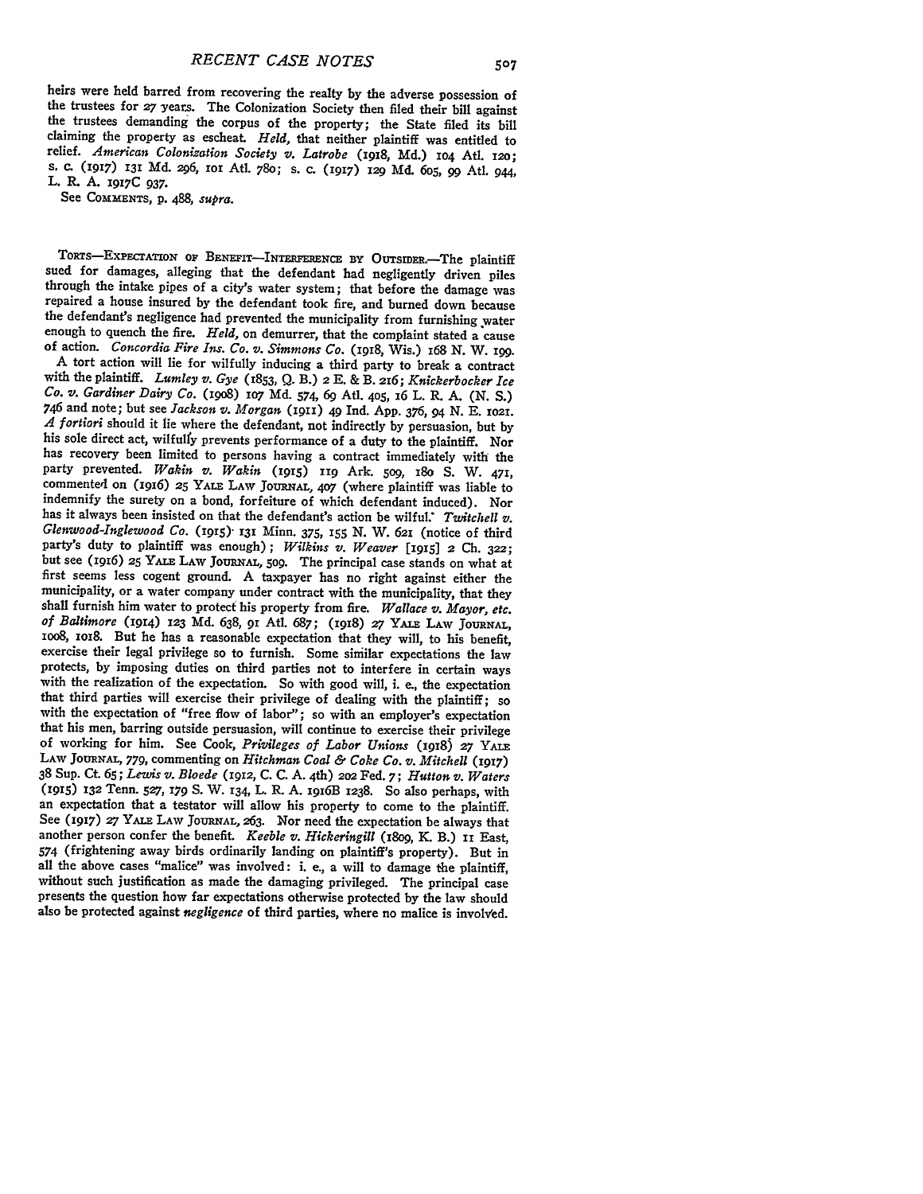heirs were held barred from recovering the realty by the adverse possession of the trustees for 27 years. The Colonization Society then filed their bill against the trustees demanding the corpus of the property; the State filed its bill claiming the property as escheat. *Held,* that neither plaintiff was entitled to relief. *American Colonization Society v. Latrobe* (1918, Md.) 104 Atl. 120; s. c. (1917) 131 Md. 296, 101 Atl. 780; s. c. (1917) 129 Md. 605, 99 Atl. 944, L. R. A. 1917C 937.

See COMMENTS, p. 488, *supra.*

TORTS—EXPECTATION OF BENEFIT—INTERFERENCE BY OUTSIDER.—The plaintiff sued for damages, alleging that the defendant had negligently driven piles through the intake pipes of a city's water system; that before the damage was repaired a house insured by the defendant took fire, and burned down because the defendant's negligence had prevented the municipality from furnishing water enough to quench the fire. *Held,* on demurrer, that the complaint stated a cause of action. *Concordia Fire Ins. Co. v. Simmons Co.* (1918, Wis.) 168 N. W. 199.

A tort action will lie for wilfully inducing a third party to break a contract with the plaintiff. *Lumley v. Gye* (1853, Q. B.) 2 E. & B. 216; *Knickerbocker Ice Co. v. Gardiner Dairy Co.* (1908) 107 Md. 574, 69 Atl. 405, 16 L. R. A. (N. S.) 746 and note; but see *Jackson v. Morgan* (1911) 49 Ind. App. 376, 94 N. E. 1021. *A fortiori* should it lie where the defendant, not indirectly by persuasion, but by his sole direct act, wilfully prevents performance of a duty to the plaintiff. Nor has recovery been limited to persons having a contract immediately with the party prevented. *Wakin v. Wakin* (1915) 119 Ark. 509, 180 S. W. 471, commented on (1916) 25 YALE LAW JOURNAL, 407 (where plaintiff was liable to indemnify the surety on a bond, forfeiture of which defendant induced). Nor has it always been insisted on that the defendant's action be wilful. *Twitchell v. Glenwood-Inglewood Co.* (1915) 131 Minn. 375, 155 N. W. 621 (notice of third party's duty to plaintiff was enough); *Wilkins v. Weaver* [1915] 2 Ch. 322; but see (1916) 25 YALE LAW JOURNAL, 509. The principal case stands on what at first seems less cogent ground. A taxpayer has no right against either the municipality, or a water company under contract with the municipality, that they shall furnish him water to protect his property from fire. *Wallace v. Mayor, etc. of Baltimore* (1914) 123 Md. 638, 91 Atl. 687; (1918) 27 YALE LAW JOURNAL, 1008, 1018. But he has a reasonable expectation that they will, to his benefit, exercise their legal privilege so to furnish. Some similar expectations the law protects, by imposing duties on third parties not to interfere in certain ways with the realization of the expectation. So with good will, i. e., the expectation that third parties will exercise their privilege of dealing with the plaintiff; so with the expectation of "free flow of labor"; so with an employer's expectation that his men, barring outside persuasion, will continue to exercise their privilege of working for him. See Cook, *Privileges of Labor Unions* (1918) 27 YALE LAW JOURNAL, 779, commenting on *Hitchman Coal & Coke Co. v. Mitchell* (1917) 38 Sup. Ct. 65; *Lewis v. Bloede* (1912, C. C. A. 4th) 202 Fed. 7; *Hutton v. Waters* (1915) 132 Tenn. 527, 179 S. W. 134, L. R. A. 1916B 1238. So also perhaps, with an expectation that a testator will allow his property to come to the plaintiff. See (1917) 27 YALE LAW JOURNAL, 263. Nor need the expectation be always that another person confer the benefit. *Keeble v. Hickeringill* (1809, K. B.) 11 East, 574 (frightening away birds ordinarily landing on plaintiff's property). But in all the above cases "malice" was involved: i. e., a will to damage the plaintiff, without such justification as made the damaging privileged. The principal case presents the question how far expectations otherwise protected by the law should also be protected against *negligence* of third parties, where no malice is involved.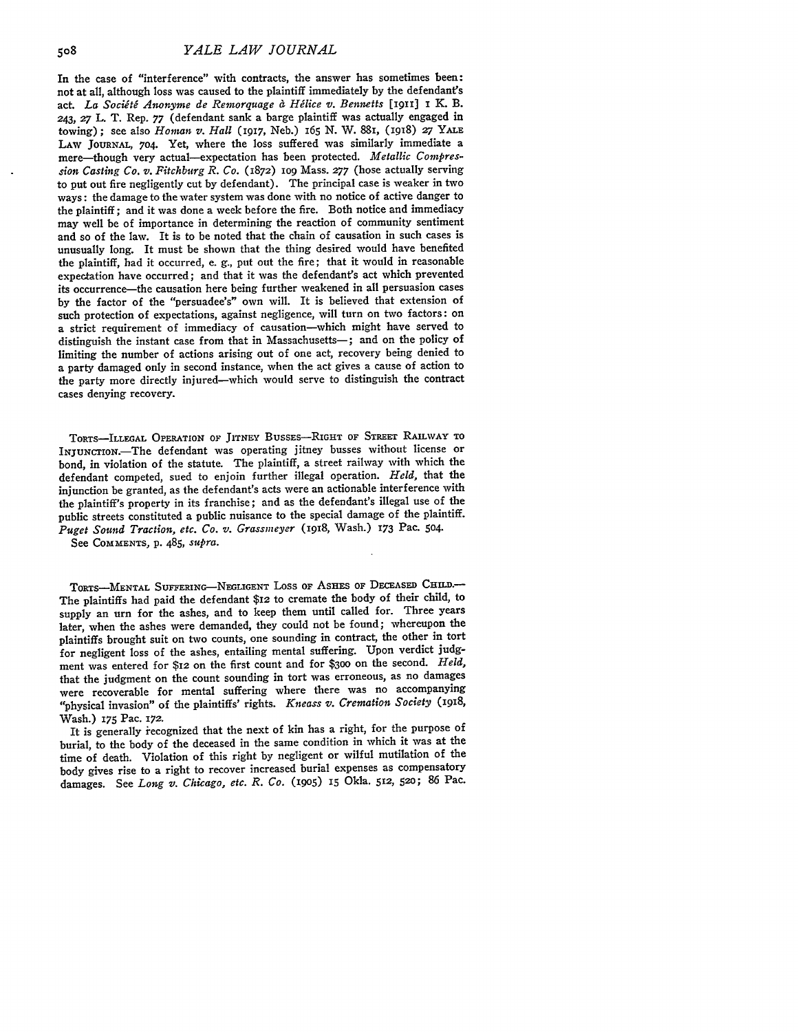In the case of "interference" with contracts, the answer has sometimes been: not at all, although loss was caused to the plaintiff immediately by the defendant's act. *La Société Anonyme de Remorquage à Hélice v. Bennetts* [1911] 1 K. B. 243, 27 L. T. Rep. 77 (defendant sank a barge plaintiff was actually engaged in towing); see also *Homan v. Hall* (1917, Neb.) 165 N. W. 881, (1918) 27 YALE LAW JOURNAL, 704. Yet, where the loss suffered was similarly immediate a mere—though very actual—expectation has been protected. *Metallic Compression Casting Co. v. Fitchburg R. Co.* (1872) 109 Mass. 277 (hose actually serving to put out fire negligently cut by defendant). The principal case is weaker in two ways: the damage to the water system was done with no notice of active danger to the plaintiff; and it was done a week before the fire. Both notice and immediacy may well be of importance in determining the reaction of community sentiment and so of the law. It is to be noted that the chain of causation in such cases is unusually long. It must be shown that the thing desired would have benefited the plaintiff, had it occurred, e. g., put out the fire; that it would in reasonable expectation have occurred; and that it was the defendant's act which prevented its occurrence—the causation here being further weakened in all persuasion cases by the factor of the "persuadee's" own will. It is believed that extension of such protection of expectations, against negligence, will turn on two factors: on a strict requirement of immediacy of causation—which might have served to distinguish the instant case from that in Massachusetts—; and on the policy of limiting the number of actions arising out of one act, recovery being denied to a party damaged only in second instance, when the act gives a cause of action to the party more directly injured—which would serve to distinguish the contract cases denying recovery.

TORTS—ILLEGAL OPERATION OF JITNEY BUSSES—RIGHT OF STREET RAILWAY TO INJUNCTION.—The defendant was operating jitney busses without license or bond, in violation of the statute. The plaintiff, a street railway with which the defendant competed, sued to enjoin further illegal operation. *Held,* that the injunction be granted, as the defendant's acts were an actionable interference with the plaintiff's property in its franchise; and as the defendant's illegal use of the public streets constituted a public nuisance to the special damage of the plaintiff. *Puget Sound Traction, etc. Co. v. Grassmeyer* (1918, Wash.) 173 Pac. 504.

See COMMENTS, p. 485, *supra.*

TORTS—MENTAL SUFFERING—NEGLIGENT LOSS OF ASHES OF DECEASED CHILD.—The plaintiffs had paid the defendant $12 to cremate the body of their child, to supply an urn for the ashes, and to keep them until called for. Three years later, when the ashes were demanded, they could not be found; whereupon the plaintiffs brought suit on two counts, one sounding in contract, the other in tort for negligent loss of the ashes, entailing mental suffering. Upon verdict judgment was entered for $12 on the first count and for $300 on the second. *Held,* that the judgment on the count sounding in tort was erroneous, as no damages were recoverable for mental suffering where there was no accompanying "physical invasion" of the plaintiffs' rights. *Kneass v. Cremation Society* (1918, Wash.) 175 Pac. 172.

It is generally recognized that the next of kin has a right, for the purpose of burial, to the body of the deceased in the same condition in which it was at the time of death. Violation of this right by negligent or wilful mutilation of the body gives rise to a right to recover increased burial expenses as compensatory damages. See *Long v. Chicago, etc. R. Co.* (1905) 15 Okla. 512, 520; 86 Pac.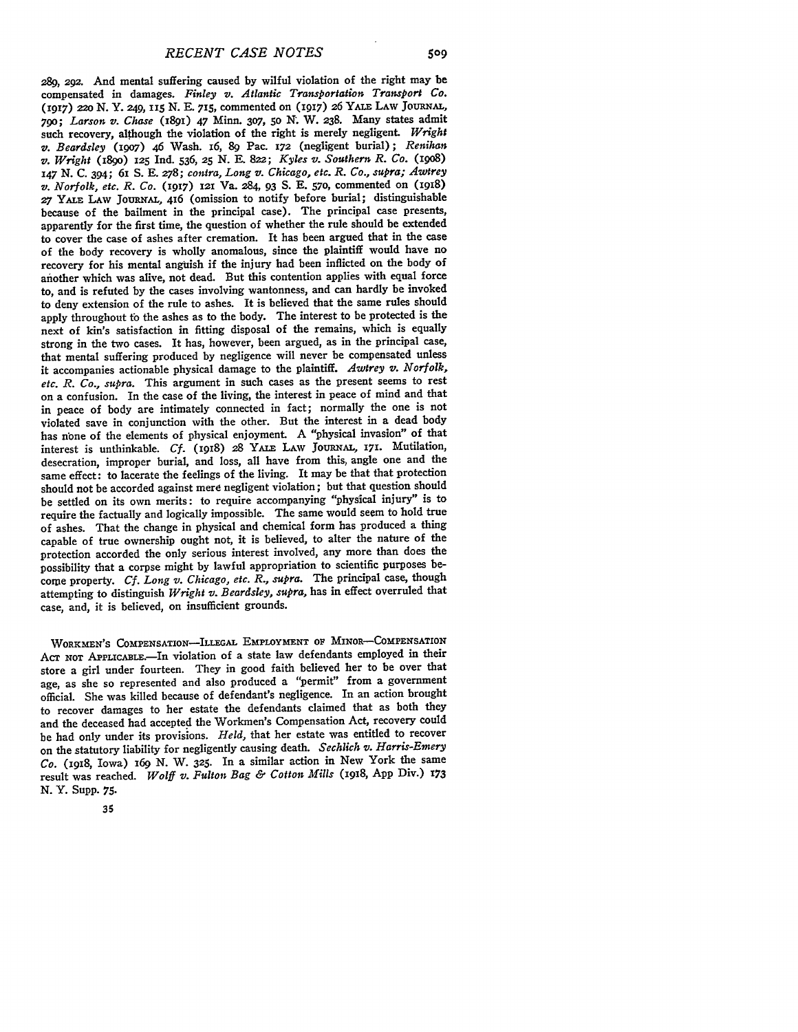289, 292. And mental suffering caused by wilful violation of the right may be compensated in damages. *Finley v. Atlantic Transportation Transport Co.* (1917) 220 N. Y. 249, 115 N. E. 715, commented on (1917) 26 YALE LAW JOURNAL, 790; *Larson v. Chase* (1891) 47 Minn. 307, 50 N. W. 238. Many states admit such recovery, although the violation of the right is merely negligent. *Wright v. Beardsley* (1907) 46 Wash. 16, 89 Pac. 172 (negligent burial); *Renihan v. Wright* (1890) 125 Ind. 536, 25 N. E. 822; *Kyles v. Southern R. Co.* (1908) 147 N. C. 394; 61 S. E. 278; *contra, Long v. Chicago, etc. R. Co., supra; Awtrey v. Norfolk, etc. R. Co.* (1917) 121 Va. 284, 93 S. E. 570, commented on (1918) 27 YALE LAW JOURNAL, 416 (omission to notify before burial; distinguishable because of the bailment in the principal case). The principal case presents, apparently for the first time, the question of whether the rule should be extended to cover the case of ashes after cremation. It has been argued that in the case of the body recovery is wholly anomalous, since the plaintiff would have no recovery for his mental anguish if the injury had been inflicted on the body of another which was alive, not dead. But this contention applies with equal force to, and is refuted by the cases involving wantonness, and can hardly be invoked to deny extension of the rule to ashes. It is believed that the same rules should apply throughout to the ashes as to the body. The interest to be protected is the next of kin's satisfaction in fitting disposal of the remains, which is equally strong in the two cases. It has, however, been argued, as in the principal case, that mental suffering produced by negligence will never be compensated unless it accompanies actionable physical damage to the plaintiff. *Awtrey v. Norfolk, etc. R. Co., supra.* This argument in such cases as the present seems to rest on a confusion. In the case of the living, the interest in peace of mind and that in peace of body are intimately connected in fact; normally the one is not violated save in conjunction with the other. But the interest in a dead body has none of the elements of physical enjoyment. A "physical invasion" of that interest is unthinkable. *Cf.* (1918) 28 YALE LAW JOURNAL, 171. Mutilation, desecration, improper burial, and loss, all have from this angle one and the same effect: to lacerate the feelings of the living. It may be that that protection should not be accorded against mere negligent violation; but that question should be settled on its own merits: to require accompanying "physical injury" is to require the factually and logically impossible. The same would seem to hold true of ashes. That the change in physical and chemical form has produced a thing capable of true ownership ought not, it is believed, to alter the nature of the protection accorded the only serious interest involved, any more than does the possibility that a corpse might by lawful appropriation to scientific purposes become property. *Cf. Long v. Chicago, etc. R., supra.* The principal case, though attempting to distinguish *Wright v. Beardsley, supra,* has in effect overruled that case, and, it is believed, on insufficient grounds.

WORKMEN'S COMPENSATION—ILLEGAL EMPLOYMENT OF MINOR—COMPENSATION ACT NOT APPLICABLE.—In violation of a state law defendants employed in their store a girl under fourteen. They in good faith believed her to be over that age, as she so represented and also produced a "permit" from a government official. She was killed because of defendant's negligence. In an action brought to recover damages to her estate the defendants claimed that as both they and the deceased had accepted the Workmen's Compensation Act, recovery could be had only under its provisions. *Held,* that her estate was entitled to recover on the statutory liability for negligently causing death. *Sechlich v. Harris-Emery Co.* (1918, Iowa) 169 N. W. 325. In a similar action in New York the same result was reached. *Wolff v. Fulton Bag & Cotton Mills* (1918, App Div.) 173 N. Y. Supp. 75.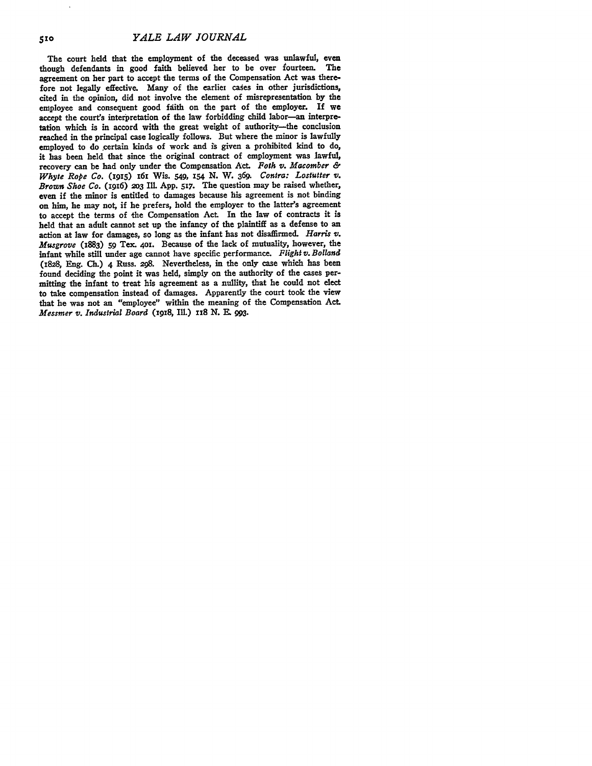The court held that the employment of the deceased was unlawful, even though defendants in good faith believed her to be over fourteen. The agreement on her part to accept the terms of the Compensation Act was therefore not legally effective. Many of the earlier cases in other jurisdictions, cited in the opinion, did not involve the element of misrepresentation by the employee and consequent good faith on the part of the employer. If we accept the court's interpretation of the law forbidding child labor—an interpretation which is in accord with the great weight of authority—the conclusion reached in the principal case logically follows. But where the minor is lawfully employed to do certain kinds of work and is given a prohibited kind to do, it has been held that since the original contract of employment was lawful, recovery can be had only under the Compensation Act. *Foth v. Macomber & Whyte Rope Co.* (1915) 161 Wis. 549, 154 N. W. 369. *Contra: Lostutter v. Brown Shoe Co.* (1916) 203 Ill. App. 517. The question may be raised whether, even if the minor is entitled to damages because his agreement is not binding on him, he may not, if he prefers, hold the employer to the latter's agreement to accept the terms of the Compensation Act. In the law of contracts it is held that an adult cannot set up the infancy of the plaintiff as a defense to an action at law for damages, so long as the infant has not disaffirmed. *Harris v. Musgrove* (1883) 59 Tex. 401. Because of the lack of mutuality, however, the infant while still under age cannot have specific performance. *Flight v. Bolland* (1828, Eng. Ch.) 4 Russ. 298. Nevertheless, in the only case which has been found deciding the point it was held, simply on the authority of the cases permitting the infant to treat his agreement as a nullity, that he could not elect to take compensation instead of damages. Apparently the court took the view that he was not an "employee" within the meaning of the Compensation Act. *Messmer v. Industrial Board* (1918, Ill.) 118 N. E. 993.